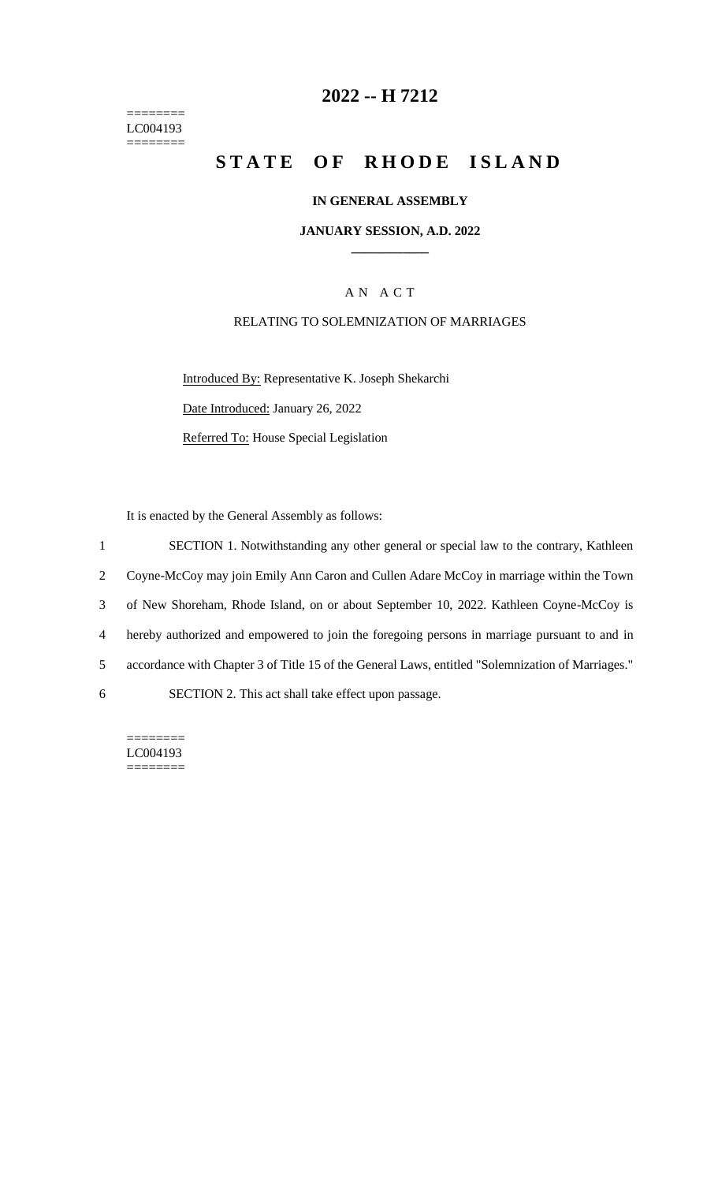========
LC004193
========

# 2022 -- H 7212

# STATE OF RHODE ISLAND

**IN GENERAL ASSEMBLY**

**JANUARY SESSION, A.D. 2022**

---

A N A C T

RELATING TO SOLEMNIZATION OF MARRIAGES

Introduced By: Representative K. Joseph Shekarchi

Date Introduced: January 26, 2022

Referred To: House Special Legislation

It is enacted by the General Assembly as follows:

1 SECTION 1. Notwithstanding any other general or special law to the contrary, Kathleen
2 Coyne-McCoy may join Emily Ann Caron and Cullen Adare McCoy in marriage within the Town
3 of New Shoreham, Rhode Island, on or about September 10, 2022. Kathleen Coyne-McCoy is
4 hereby authorized and empowered to join the foregoing persons in marriage pursuant to and in
5 accordance with Chapter 3 of Title 15 of the General Laws, entitled "Solemnization of Marriages."
6 SECTION 2. This act shall take effect upon passage.

========
LC004193
========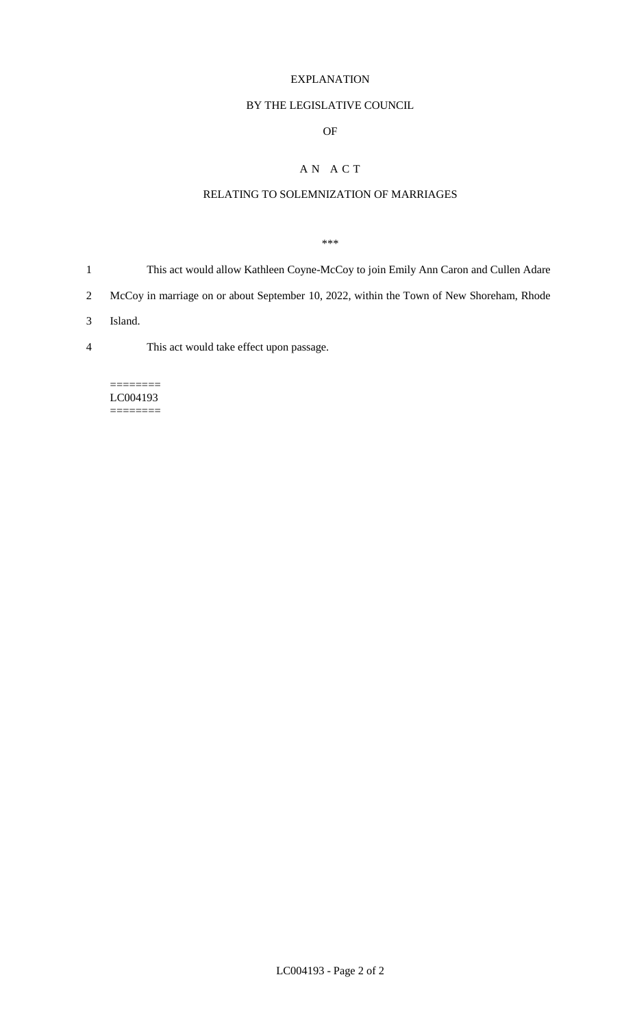EXPLANATION

BY THE LEGISLATIVE COUNCIL

OF

A N A C T

RELATING TO SOLEMNIZATION OF MARRIAGES

\*\*\*

1 This act would allow Kathleen Coyne-McCoy to join Emily Ann Caron and Cullen Adare
2 McCoy in marriage on or about September 10, 2022, within the Town of New Shoreham, Rhode
3 Island.
4 This act would take effect upon passage.

========
LC004193
========